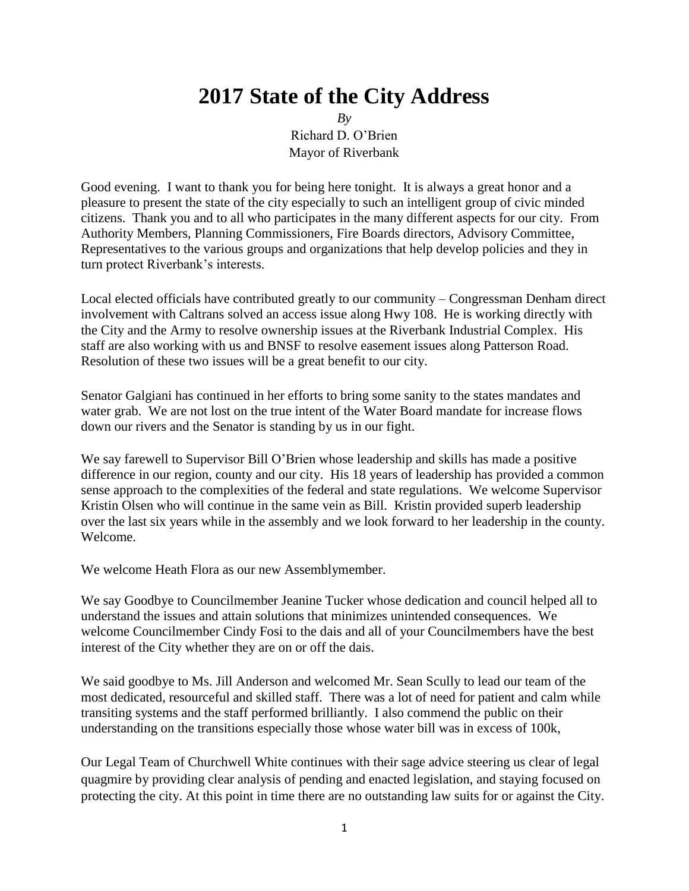# 2017 State of the City Address

*By*

Richard D. O'Brien
Mayor of Riverbank

Good evening. I want to thank you for being here tonight. It is always a great honor and a pleasure to present the state of the city especially to such an intelligent group of civic minded citizens. Thank you and to all who participates in the many different aspects for our city. From Authority Members, Planning Commissioners, Fire Boards directors, Advisory Committee, Representatives to the various groups and organizations that help develop policies and they in turn protect Riverbank's interests.

Local elected officials have contributed greatly to our community – Congressman Denham direct involvement with Caltrans solved an access issue along Hwy 108. He is working directly with the City and the Army to resolve ownership issues at the Riverbank Industrial Complex. His staff are also working with us and BNSF to resolve easement issues along Patterson Road. Resolution of these two issues will be a great benefit to our city.

Senator Galgiani has continued in her efforts to bring some sanity to the states mandates and water grab. We are not lost on the true intent of the Water Board mandate for increase flows down our rivers and the Senator is standing by us in our fight.

We say farewell to Supervisor Bill O'Brien whose leadership and skills has made a positive difference in our region, county and our city. His 18 years of leadership has provided a common sense approach to the complexities of the federal and state regulations. We welcome Supervisor Kristin Olsen who will continue in the same vein as Bill. Kristin provided superb leadership over the last six years while in the assembly and we look forward to her leadership in the county. Welcome.

We welcome Heath Flora as our new Assemblymember.

We say Goodbye to Councilmember Jeanine Tucker whose dedication and council helped all to understand the issues and attain solutions that minimizes unintended consequences. We welcome Councilmember Cindy Fosi to the dais and all of your Councilmembers have the best interest of the City whether they are on or off the dais.

We said goodbye to Ms. Jill Anderson and welcomed Mr. Sean Scully to lead our team of the most dedicated, resourceful and skilled staff. There was a lot of need for patient and calm while transiting systems and the staff performed brilliantly. I also commend the public on their understanding on the transitions especially those whose water bill was in excess of 100k,

Our Legal Team of Churchwell White continues with their sage advice steering us clear of legal quagmire by providing clear analysis of pending and enacted legislation, and staying focused on protecting the city. At this point in time there are no outstanding law suits for or against the City.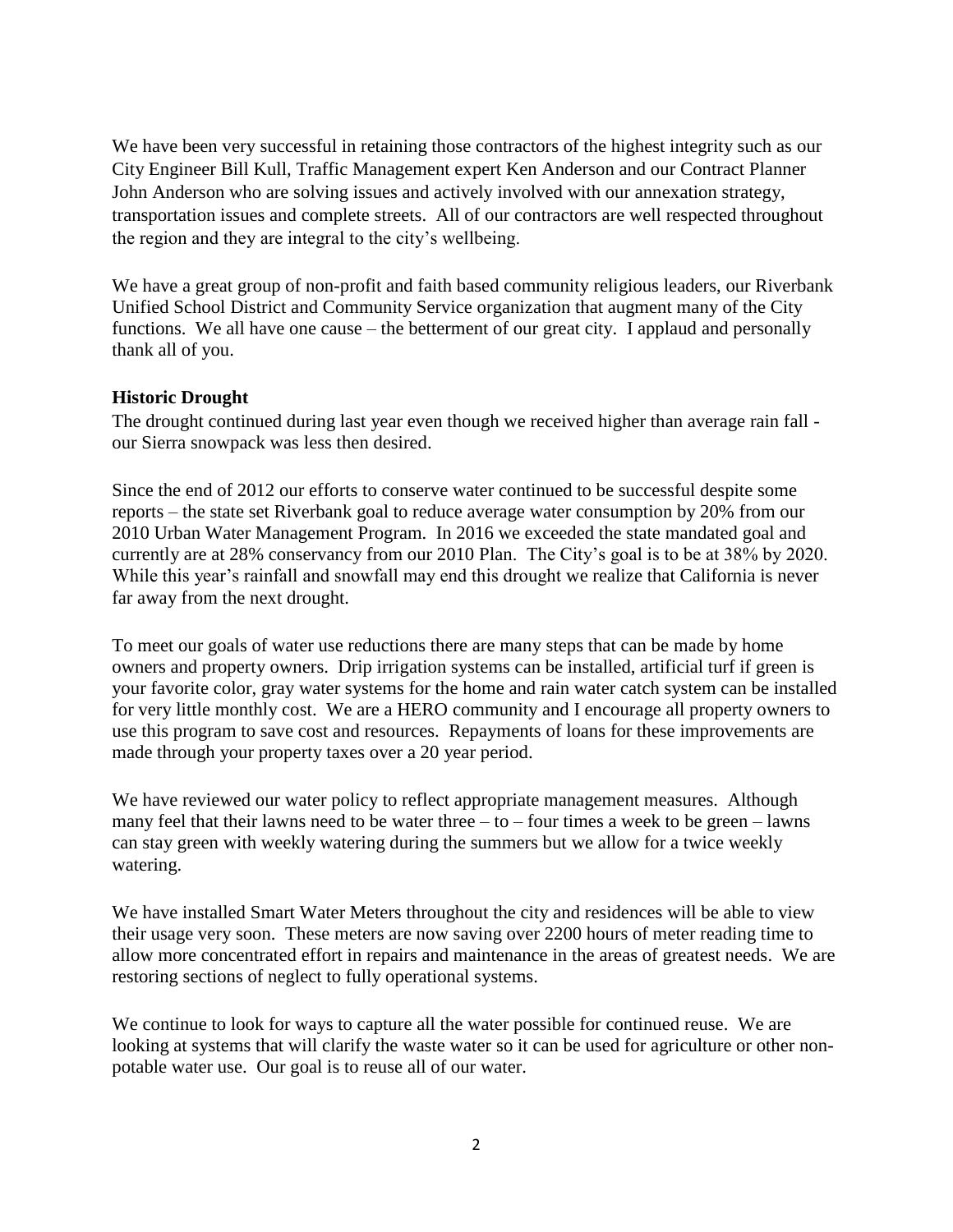We have been very successful in retaining those contractors of the highest integrity such as our City Engineer Bill Kull, Traffic Management expert Ken Anderson and our Contract Planner John Anderson who are solving issues and actively involved with our annexation strategy, transportation issues and complete streets. All of our contractors are well respected throughout the region and they are integral to the city's wellbeing.

We have a great group of non-profit and faith based community religious leaders, our Riverbank Unified School District and Community Service organization that augment many of the City functions. We all have one cause – the betterment of our great city. I applaud and personally thank all of you.

**Historic Drought**

The drought continued during last year even though we received higher than average rain fall - our Sierra snowpack was less then desired.

Since the end of 2012 our efforts to conserve water continued to be successful despite some reports – the state set Riverbank goal to reduce average water consumption by 20% from our 2010 Urban Water Management Program. In 2016 we exceeded the state mandated goal and currently are at 28% conservancy from our 2010 Plan. The City's goal is to be at 38% by 2020. While this year's rainfall and snowfall may end this drought we realize that California is never far away from the next drought.

To meet our goals of water use reductions there are many steps that can be made by home owners and property owners. Drip irrigation systems can be installed, artificial turf if green is your favorite color, gray water systems for the home and rain water catch system can be installed for very little monthly cost. We are a HERO community and I encourage all property owners to use this program to save cost and resources. Repayments of loans for these improvements are made through your property taxes over a 20 year period.

We have reviewed our water policy to reflect appropriate management measures. Although many feel that their lawns need to be water three – to – four times a week to be green – lawns can stay green with weekly watering during the summers but we allow for a twice weekly watering.

We have installed Smart Water Meters throughout the city and residences will be able to view their usage very soon. These meters are now saving over 2200 hours of meter reading time to allow more concentrated effort in repairs and maintenance in the areas of greatest needs. We are restoring sections of neglect to fully operational systems.

We continue to look for ways to capture all the water possible for continued reuse. We are looking at systems that will clarify the waste water so it can be used for agriculture or other non-potable water use. Our goal is to reuse all of our water.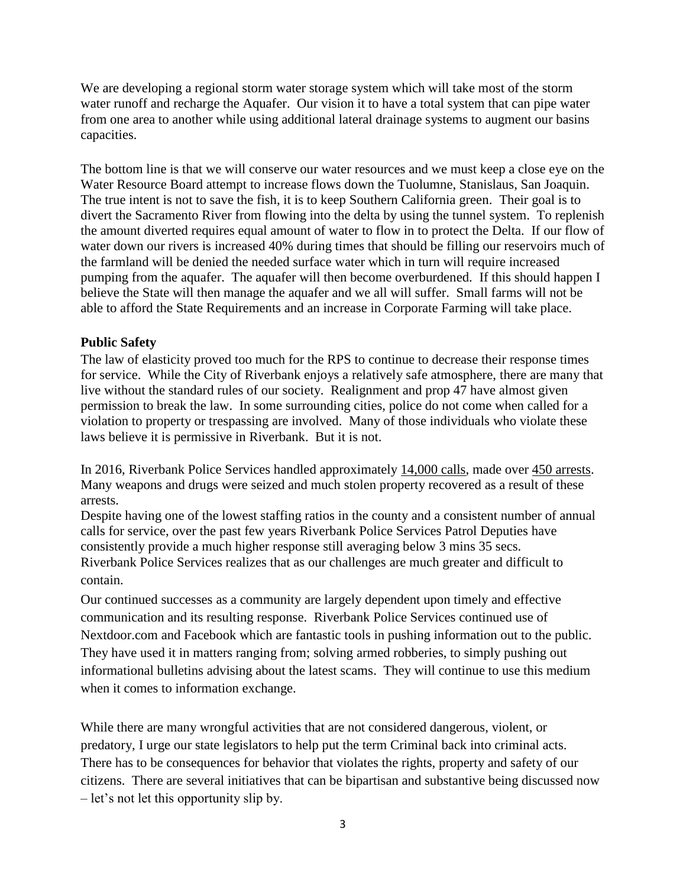We are developing a regional storm water storage system which will take most of the storm water runoff and recharge the Aquafer. Our vision it to have a total system that can pipe water from one area to another while using additional lateral drainage systems to augment our basins capacities.

The bottom line is that we will conserve our water resources and we must keep a close eye on the Water Resource Board attempt to increase flows down the Tuolumne, Stanislaus, San Joaquin. The true intent is not to save the fish, it is to keep Southern California green. Their goal is to divert the Sacramento River from flowing into the delta by using the tunnel system. To replenish the amount diverted requires equal amount of water to flow in to protect the Delta. If our flow of water down our rivers is increased 40% during times that should be filling our reservoirs much of the farmland will be denied the needed surface water which in turn will require increased pumping from the aquafer. The aquafer will then become overburdened. If this should happen I believe the State will then manage the aquafer and we all will suffer. Small farms will not be able to afford the State Requirements and an increase in Corporate Farming will take place.

**Public Safety**

The law of elasticity proved too much for the RPS to continue to decrease their response times for service. While the City of Riverbank enjoys a relatively safe atmosphere, there are many that live without the standard rules of our society. Realignment and prop 47 have almost given permission to break the law. In some surrounding cities, police do not come when called for a violation to property or trespassing are involved. Many of those individuals who violate these laws believe it is permissive in Riverbank. But it is not.

In 2016, Riverbank Police Services handled approximately <u>14,000 calls</u>, made over <u>450 arrests</u>. Many weapons and drugs were seized and much stolen property recovered as a result of these arrests.
Despite having one of the lowest staffing ratios in the county and a consistent number of annual calls for service, over the past few years Riverbank Police Services Patrol Deputies have consistently provide a much higher response still averaging below 3 mins 35 secs.
Riverbank Police Services realizes that as our challenges are much greater and difficult to contain.

Our continued successes as a community are largely dependent upon timely and effective communication and its resulting response. Riverbank Police Services continued use of Nextdoor.com and Facebook which are fantastic tools in pushing information out to the public. They have used it in matters ranging from; solving armed robberies, to simply pushing out informational bulletins advising about the latest scams. They will continue to use this medium when it comes to information exchange.

While there are many wrongful activities that are not considered dangerous, violent, or predatory, I urge our state legislators to help put the term Criminal back into criminal acts. There has to be consequences for behavior that violates the rights, property and safety of our citizens. There are several initiatives that can be bipartisan and substantive being discussed now – let's not let this opportunity slip by.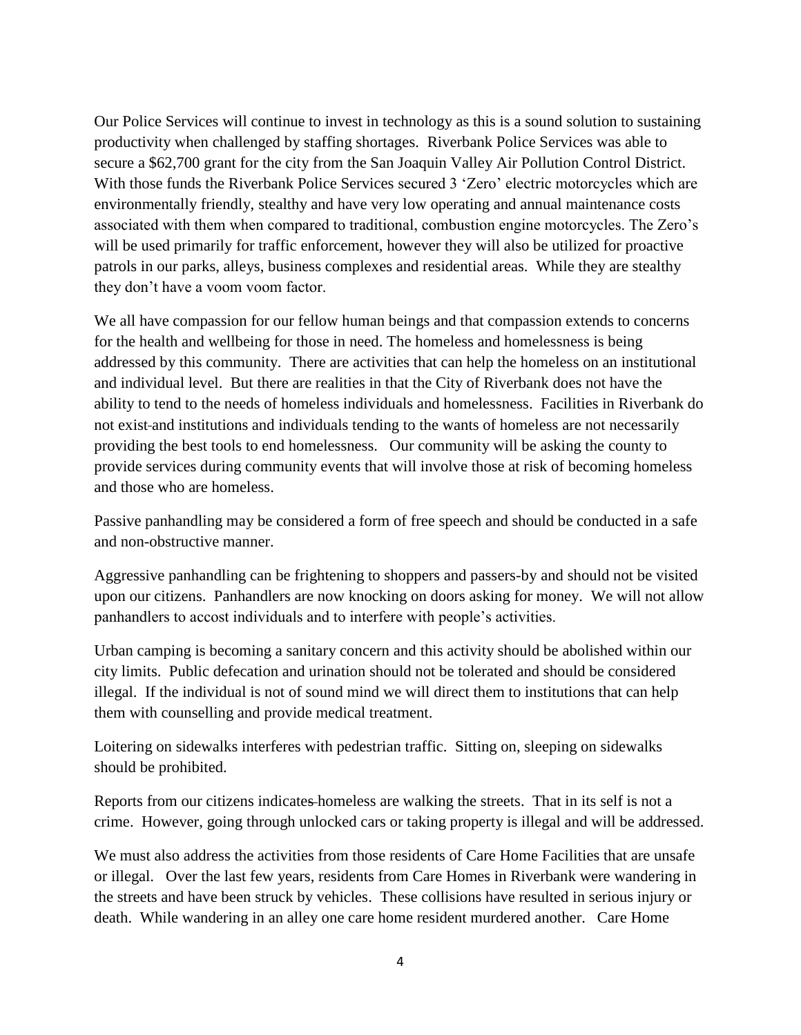Our Police Services will continue to invest in technology as this is a sound solution to sustaining productivity when challenged by staffing shortages. Riverbank Police Services was able to secure a $62,700 grant for the city from the San Joaquin Valley Air Pollution Control District. With those funds the Riverbank Police Services secured 3 'Zero' electric motorcycles which are environmentally friendly, stealthy and have very low operating and annual maintenance costs associated with them when compared to traditional, combustion engine motorcycles. The Zero's will be used primarily for traffic enforcement, however they will also be utilized for proactive patrols in our parks, alleys, business complexes and residential areas. While they are stealthy they don't have a voom voom factor.

We all have compassion for our fellow human beings and that compassion extends to concerns for the health and wellbeing for those in need. The homeless and homelessness is being addressed by this community. There are activities that can help the homeless on an institutional and individual level. But there are realities in that the City of Riverbank does not have the ability to tend to the needs of homeless individuals and homelessness. Facilities in Riverbank do not exist and institutions and individuals tending to the wants of homeless are not necessarily providing the best tools to end homelessness. Our community will be asking the county to provide services during community events that will involve those at risk of becoming homeless and those who are homeless.

Passive panhandling may be considered a form of free speech and should be conducted in a safe and non-obstructive manner.

Aggressive panhandling can be frightening to shoppers and passers-by and should not be visited upon our citizens. Panhandlers are now knocking on doors asking for money. We will not allow panhandlers to accost individuals and to interfere with people's activities.

Urban camping is becoming a sanitary concern and this activity should be abolished within our city limits. Public defecation and urination should not be tolerated and should be considered illegal. If the individual is not of sound mind we will direct them to institutions that can help them with counselling and provide medical treatment.

Loitering on sidewalks interferes with pedestrian traffic. Sitting on, sleeping on sidewalks should be prohibited.

Reports from our citizens indicates homeless are walking the streets. That in its self is not a crime. However, going through unlocked cars or taking property is illegal and will be addressed.

We must also address the activities from those residents of Care Home Facilities that are unsafe or illegal. Over the last few years, residents from Care Homes in Riverbank were wandering in the streets and have been struck by vehicles. These collisions have resulted in serious injury or death. While wandering in an alley one care home resident murdered another. Care Home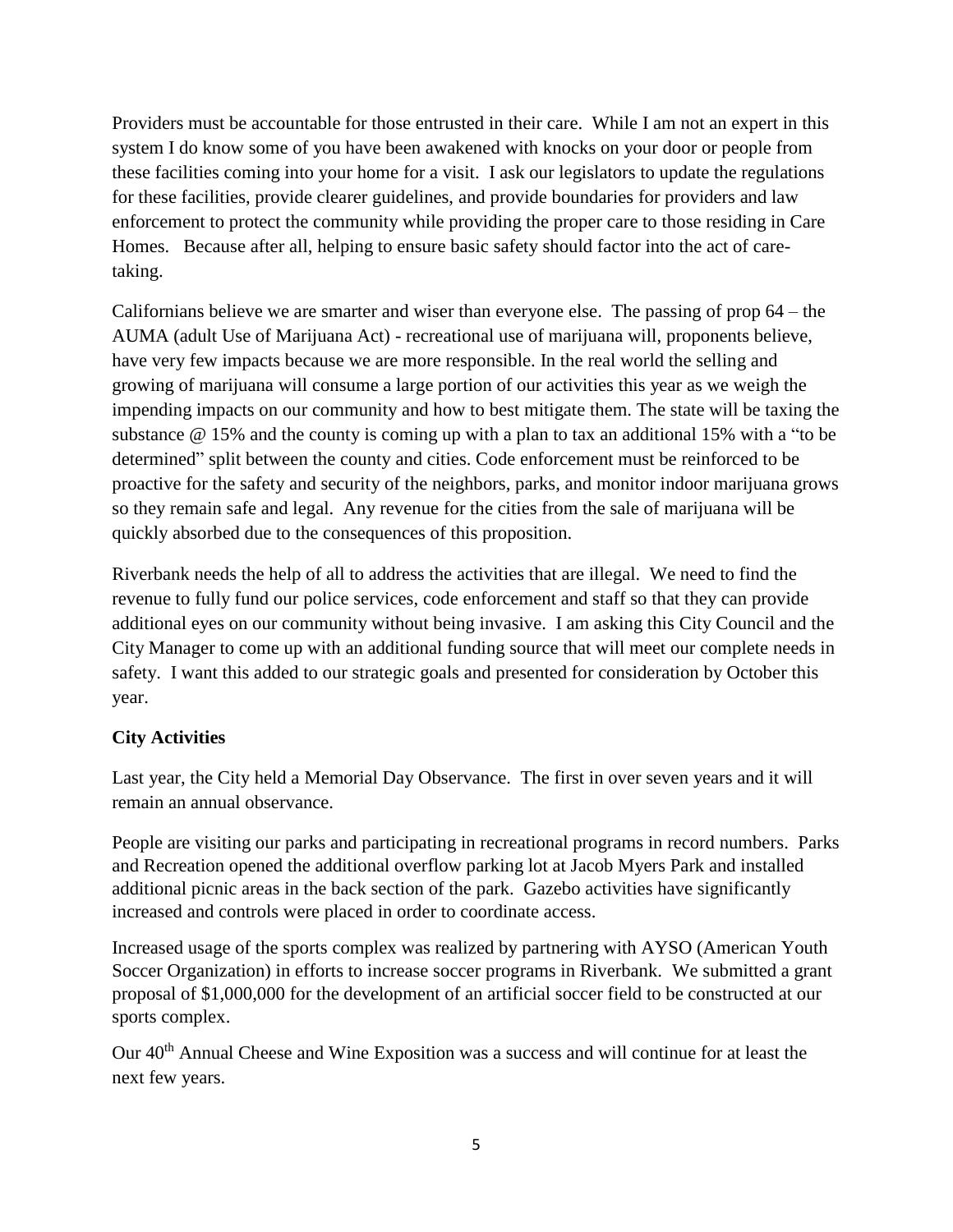Providers must be accountable for those entrusted in their care. While I am not an expert in this system I do know some of you have been awakened with knocks on your door or people from these facilities coming into your home for a visit. I ask our legislators to update the regulations for these facilities, provide clearer guidelines, and provide boundaries for providers and law enforcement to protect the community while providing the proper care to those residing in Care Homes. Because after all, helping to ensure basic safety should factor into the act of care-taking.

Californians believe we are smarter and wiser than everyone else. The passing of prop 64 – the AUMA (adult Use of Marijuana Act) - recreational use of marijuana will, proponents believe, have very few impacts because we are more responsible. In the real world the selling and growing of marijuana will consume a large portion of our activities this year as we weigh the impending impacts on our community and how to best mitigate them. The state will be taxing the substance @ 15% and the county is coming up with a plan to tax an additional 15% with a "to be determined" split between the county and cities. Code enforcement must be reinforced to be proactive for the safety and security of the neighbors, parks, and monitor indoor marijuana grows so they remain safe and legal. Any revenue for the cities from the sale of marijuana will be quickly absorbed due to the consequences of this proposition.

Riverbank needs the help of all to address the activities that are illegal. We need to find the revenue to fully fund our police services, code enforcement and staff so that they can provide additional eyes on our community without being invasive. I am asking this City Council and the City Manager to come up with an additional funding source that will meet our complete needs in safety. I want this added to our strategic goals and presented for consideration by October this year.

**City Activities**

Last year, the City held a Memorial Day Observance. The first in over seven years and it will remain an annual observance.

People are visiting our parks and participating in recreational programs in record numbers. Parks and Recreation opened the additional overflow parking lot at Jacob Myers Park and installed additional picnic areas in the back section of the park. Gazebo activities have significantly increased and controls were placed in order to coordinate access.

Increased usage of the sports complex was realized by partnering with AYSO (American Youth Soccer Organization) in efforts to increase soccer programs in Riverbank. We submitted a grant proposal of $1,000,000 for the development of an artificial soccer field to be constructed at our sports complex.

Our 40th Annual Cheese and Wine Exposition was a success and will continue for at least the next few years.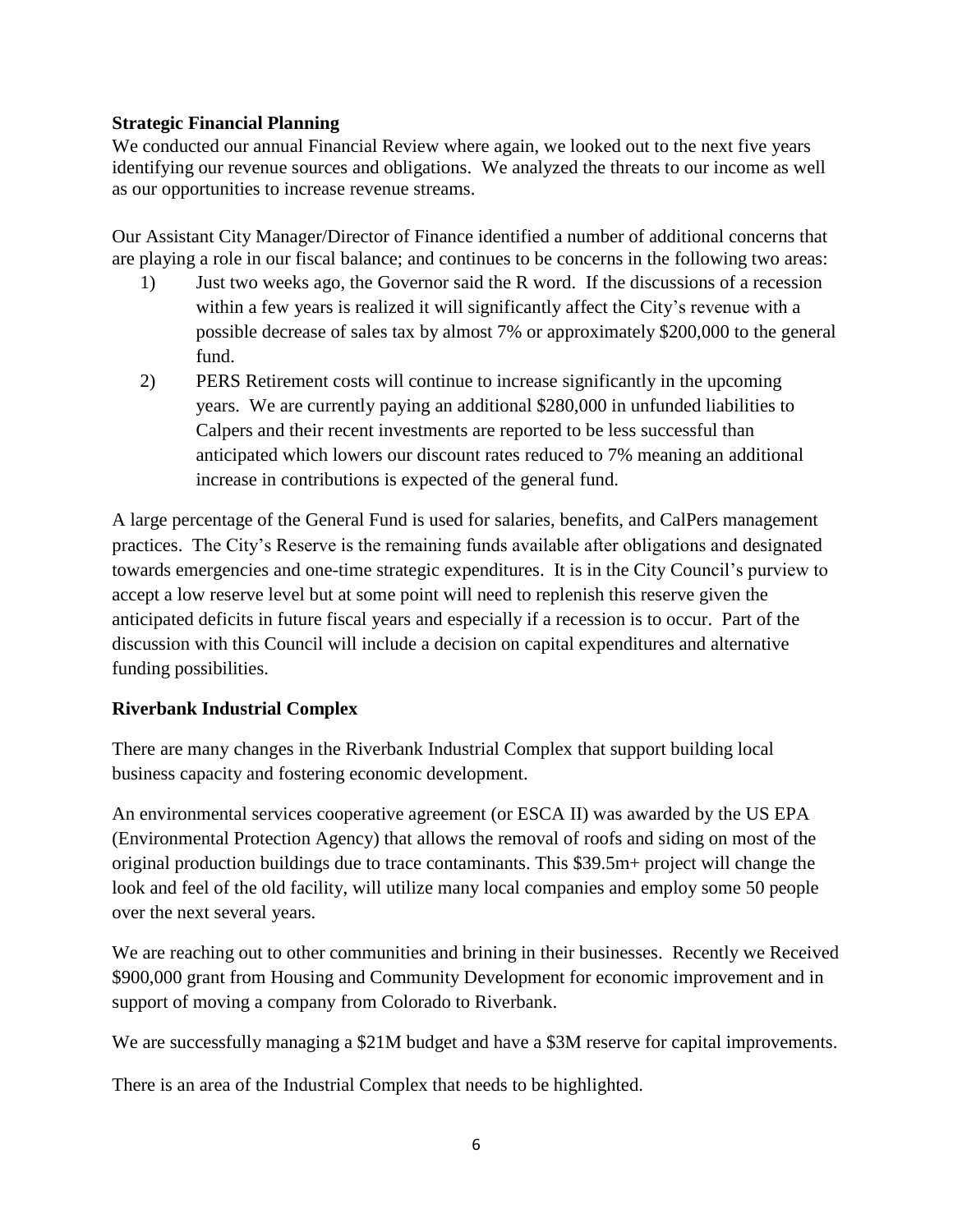**Strategic Financial Planning**

We conducted our annual Financial Review where again, we looked out to the next five years identifying our revenue sources and obligations. We analyzed the threats to our income as well as our opportunities to increase revenue streams.

Our Assistant City Manager/Director of Finance identified a number of additional concerns that are playing a role in our fiscal balance; and continues to be concerns in the following two areas:

1) Just two weeks ago, the Governor said the R word. If the discussions of a recession within a few years is realized it will significantly affect the City's revenue with a possible decrease of sales tax by almost 7% or approximately $200,000 to the general fund.
2) PERS Retirement costs will continue to increase significantly in the upcoming years. We are currently paying an additional $280,000 in unfunded liabilities to Calpers and their recent investments are reported to be less successful than anticipated which lowers our discount rates reduced to 7% meaning an additional increase in contributions is expected of the general fund.

A large percentage of the General Fund is used for salaries, benefits, and CalPers management practices. The City's Reserve is the remaining funds available after obligations and designated towards emergencies and one-time strategic expenditures. It is in the City Council's purview to accept a low reserve level but at some point will need to replenish this reserve given the anticipated deficits in future fiscal years and especially if a recession is to occur. Part of the discussion with this Council will include a decision on capital expenditures and alternative funding possibilities.

**Riverbank Industrial Complex**

There are many changes in the Riverbank Industrial Complex that support building local business capacity and fostering economic development.

An environmental services cooperative agreement (or ESCA II) was awarded by the US EPA (Environmental Protection Agency) that allows the removal of roofs and siding on most of the original production buildings due to trace contaminants. This $39.5m+ project will change the look and feel of the old facility, will utilize many local companies and employ some 50 people over the next several years.

We are reaching out to other communities and brining in their businesses. Recently we Received $900,000 grant from Housing and Community Development for economic improvement and in support of moving a company from Colorado to Riverbank.

We are successfully managing a $21M budget and have a $3M reserve for capital improvements.

There is an area of the Industrial Complex that needs to be highlighted.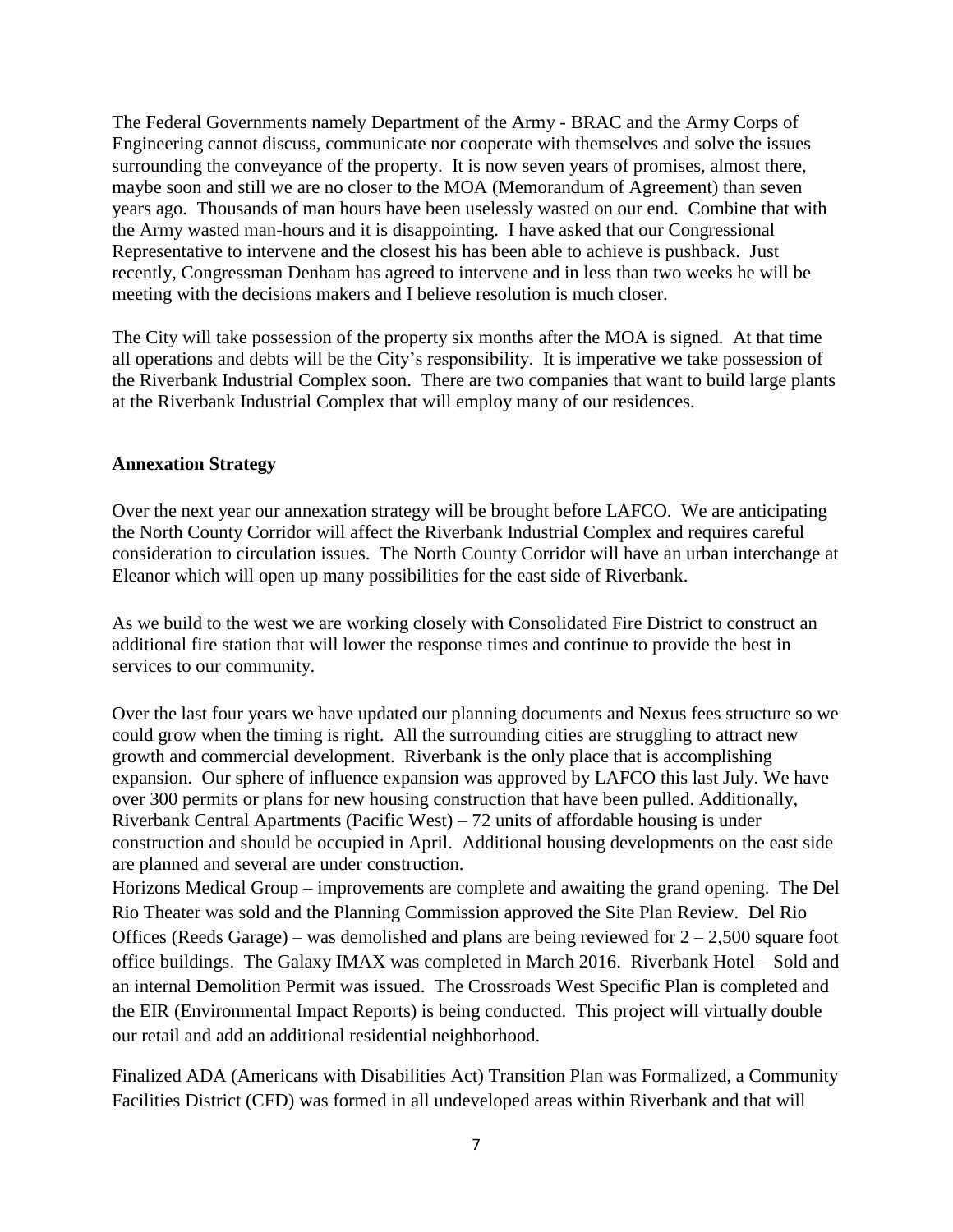The Federal Governments namely Department of the Army - BRAC and the Army Corps of Engineering cannot discuss, communicate nor cooperate with themselves and solve the issues surrounding the conveyance of the property. It is now seven years of promises, almost there, maybe soon and still we are no closer to the MOA (Memorandum of Agreement) than seven years ago. Thousands of man hours have been uselessly wasted on our end. Combine that with the Army wasted man-hours and it is disappointing. I have asked that our Congressional Representative to intervene and the closest his has been able to achieve is pushback. Just recently, Congressman Denham has agreed to intervene and in less than two weeks he will be meeting with the decisions makers and I believe resolution is much closer.

The City will take possession of the property six months after the MOA is signed. At that time all operations and debts will be the City's responsibility. It is imperative we take possession of the Riverbank Industrial Complex soon. There are two companies that want to build large plants at the Riverbank Industrial Complex that will employ many of our residences.

**Annexation Strategy**

Over the next year our annexation strategy will be brought before LAFCO. We are anticipating the North County Corridor will affect the Riverbank Industrial Complex and requires careful consideration to circulation issues. The North County Corridor will have an urban interchange at Eleanor which will open up many possibilities for the east side of Riverbank.

As we build to the west we are working closely with Consolidated Fire District to construct an additional fire station that will lower the response times and continue to provide the best in services to our community.

Over the last four years we have updated our planning documents and Nexus fees structure so we could grow when the timing is right. All the surrounding cities are struggling to attract new growth and commercial development. Riverbank is the only place that is accomplishing expansion. Our sphere of influence expansion was approved by LAFCO this last July. We have over 300 permits or plans for new housing construction that have been pulled. Additionally, Riverbank Central Apartments (Pacific West) – 72 units of affordable housing is under construction and should be occupied in April. Additional housing developments on the east side are planned and several are under construction.

Horizons Medical Group – improvements are complete and awaiting the grand opening. The Del Rio Theater was sold and the Planning Commission approved the Site Plan Review. Del Rio Offices (Reeds Garage) – was demolished and plans are being reviewed for 2 – 2,500 square foot office buildings. The Galaxy IMAX was completed in March 2016. Riverbank Hotel – Sold and an internal Demolition Permit was issued. The Crossroads West Specific Plan is completed and the EIR (Environmental Impact Reports) is being conducted. This project will virtually double our retail and add an additional residential neighborhood.

Finalized ADA (Americans with Disabilities Act) Transition Plan was Formalized, a Community Facilities District (CFD) was formed in all undeveloped areas within Riverbank and that will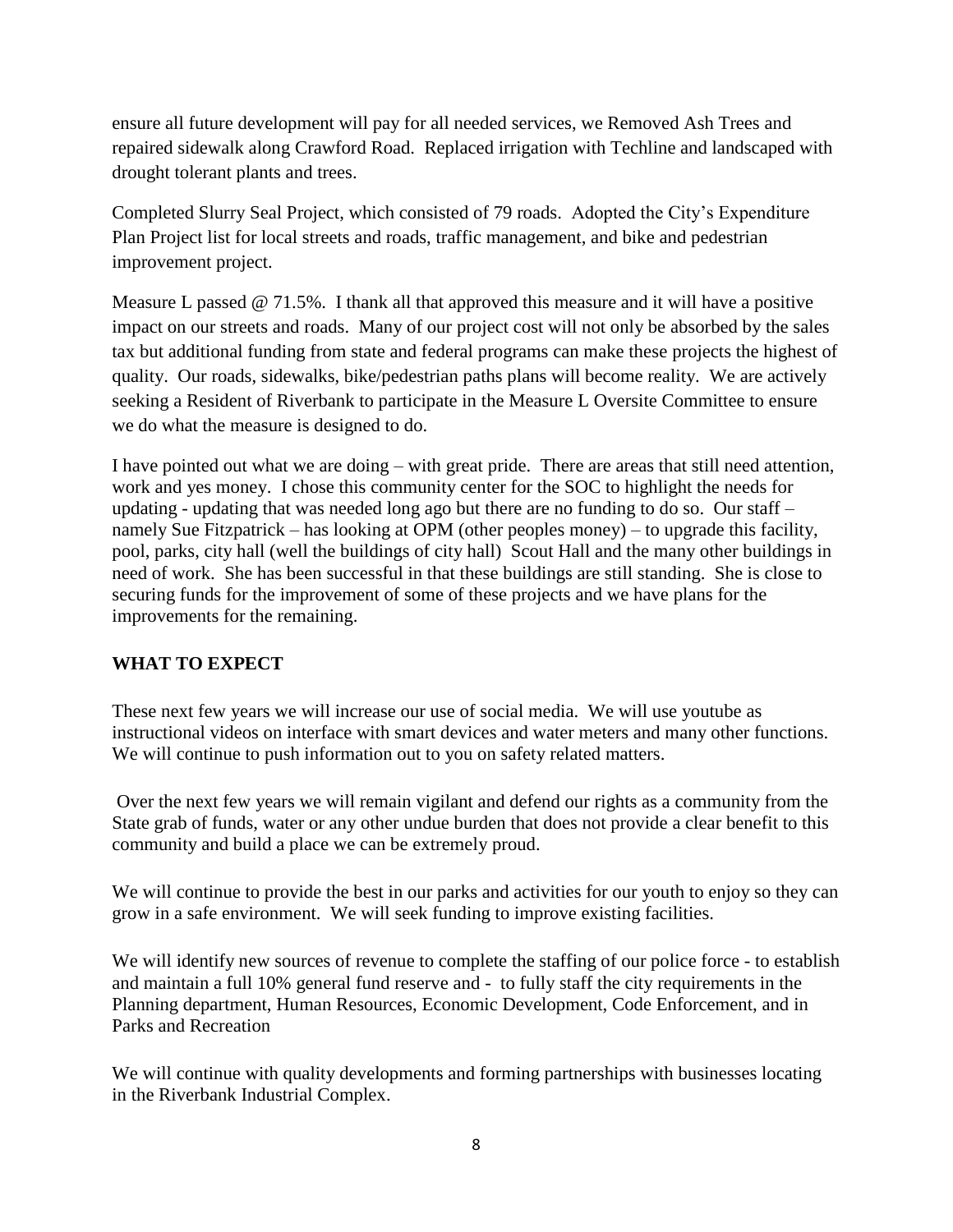ensure all future development will pay for all needed services, we Removed Ash Trees and repaired sidewalk along Crawford Road. Replaced irrigation with Techline and landscaped with drought tolerant plants and trees.

Completed Slurry Seal Project, which consisted of 79 roads. Adopted the City's Expenditure Plan Project list for local streets and roads, traffic management, and bike and pedestrian improvement project.

Measure L passed @ 71.5%. I thank all that approved this measure and it will have a positive impact on our streets and roads. Many of our project cost will not only be absorbed by the sales tax but additional funding from state and federal programs can make these projects the highest of quality. Our roads, sidewalks, bike/pedestrian paths plans will become reality. We are actively seeking a Resident of Riverbank to participate in the Measure L Oversite Committee to ensure we do what the measure is designed to do.

I have pointed out what we are doing – with great pride. There are areas that still need attention, work and yes money. I chose this community center for the SOC to highlight the needs for updating - updating that was needed long ago but there are no funding to do so. Our staff – namely Sue Fitzpatrick – has looking at OPM (other peoples money) – to upgrade this facility, pool, parks, city hall (well the buildings of city hall) Scout Hall and the many other buildings in need of work. She has been successful in that these buildings are still standing. She is close to securing funds for the improvement of some of these projects and we have plans for the improvements for the remaining.

**WHAT TO EXPECT**

These next few years we will increase our use of social media. We will use youtube as instructional videos on interface with smart devices and water meters and many other functions. We will continue to push information out to you on safety related matters.

Over the next few years we will remain vigilant and defend our rights as a community from the State grab of funds, water or any other undue burden that does not provide a clear benefit to this community and build a place we can be extremely proud.

We will continue to provide the best in our parks and activities for our youth to enjoy so they can grow in a safe environment. We will seek funding to improve existing facilities.

We will identify new sources of revenue to complete the staffing of our police force - to establish and maintain a full 10% general fund reserve and - to fully staff the city requirements in the Planning department, Human Resources, Economic Development, Code Enforcement, and in Parks and Recreation

We will continue with quality developments and forming partnerships with businesses locating in the Riverbank Industrial Complex.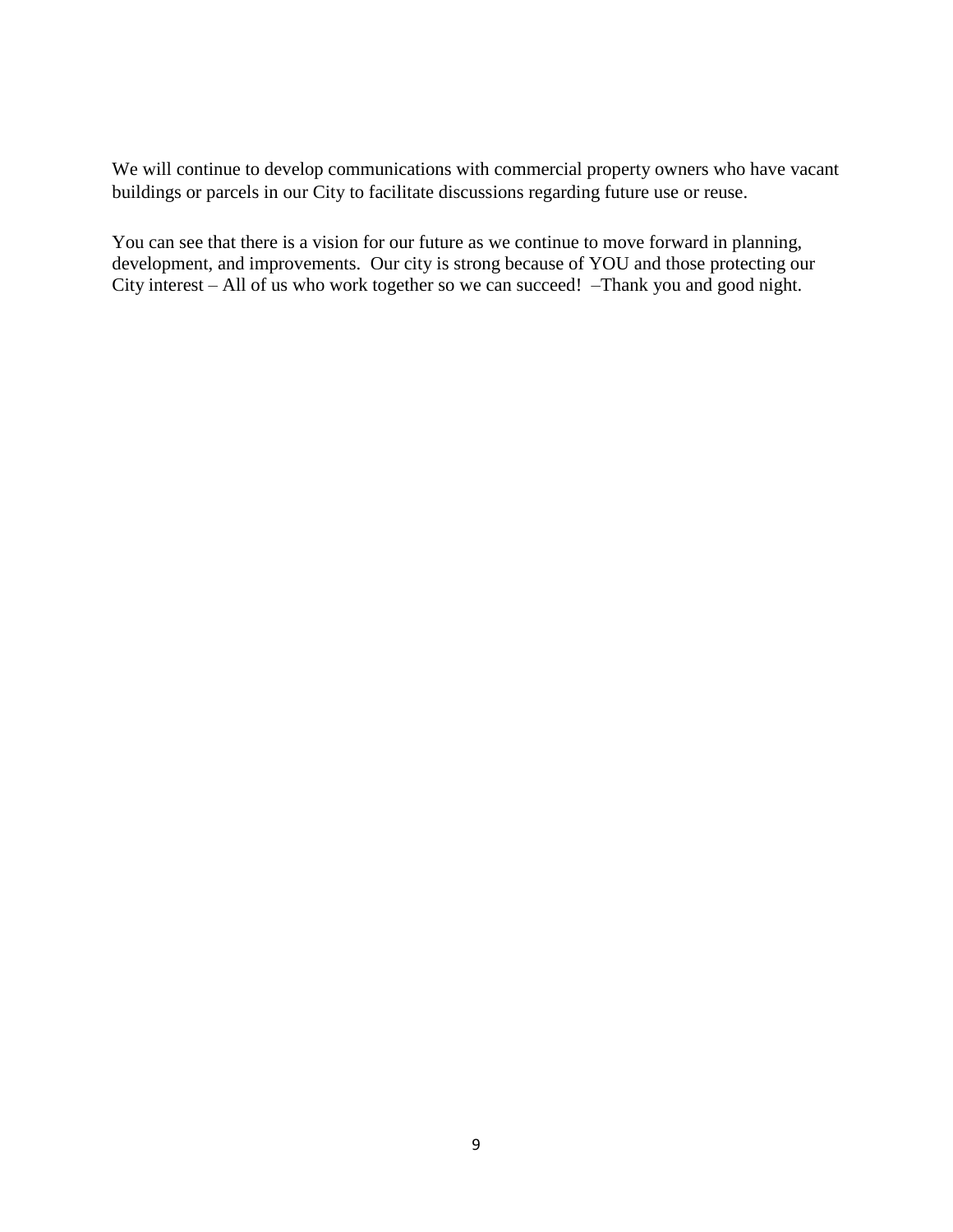We will continue to develop communications with commercial property owners who have vacant buildings or parcels in our City to facilitate discussions regarding future use or reuse.

You can see that there is a vision for our future as we continue to move forward in planning, development, and improvements. Our city is strong because of YOU and those protecting our City interest – All of us who work together so we can succeed! –Thank you and good night.